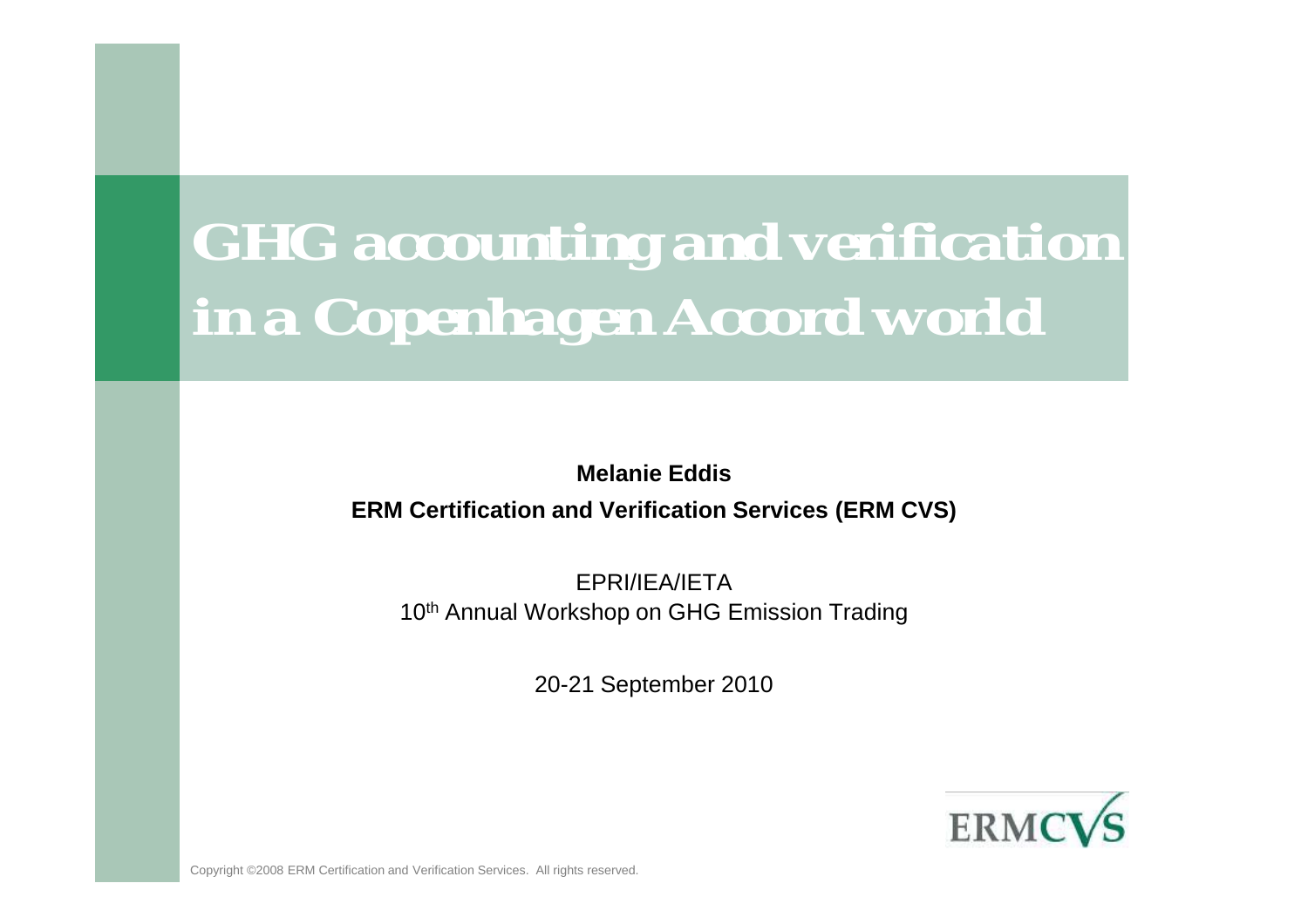# GHG accounting and verification in a Copenhagen Accord world

**Melanie Eddis**

**ERM Certification and Verification Services (ERM CVS)**

EPRI/IEA/IETA
10th Annual Workshop on GHG Emission Trading

20-21 September 2010

ERMCVS

Copyright ©2008 ERM Certification and Verification Services. All rights reserved.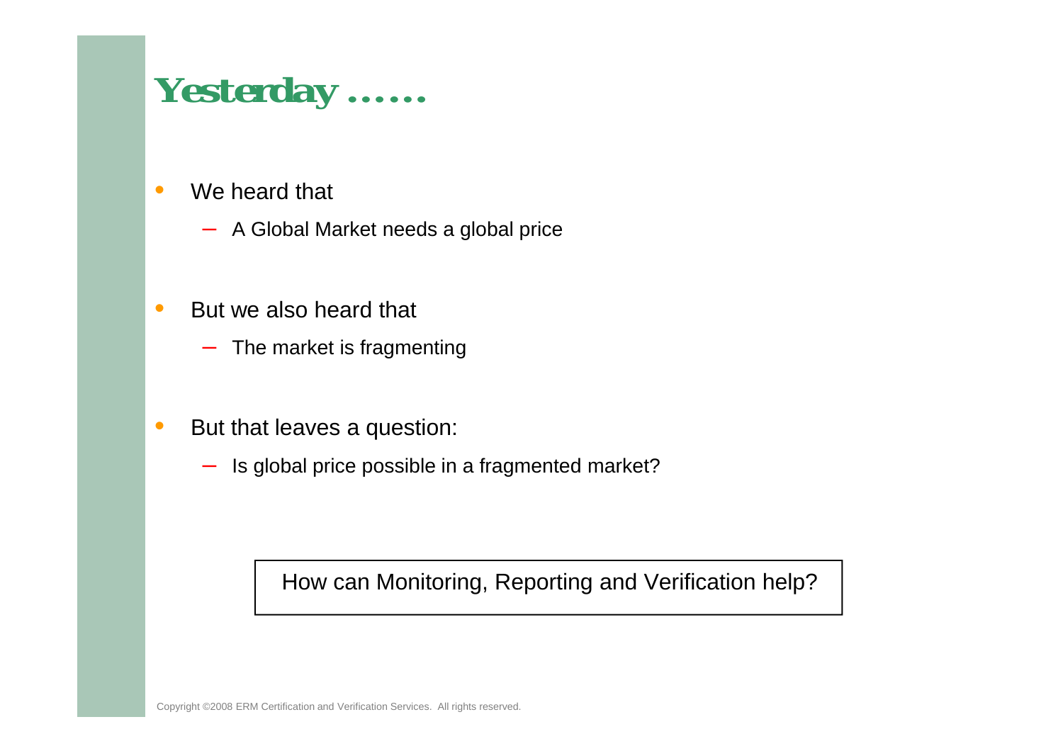# Yesterday ……

- We heard that
  - A Global Market needs a global price
- But we also heard that
  - The market is fragmenting
- But that leaves a question:
  - Is global price possible in a fragmented market?

How can Monitoring, Reporting and Verification help?

Copyright ©2008 ERM Certification and Verification Services. All rights reserved.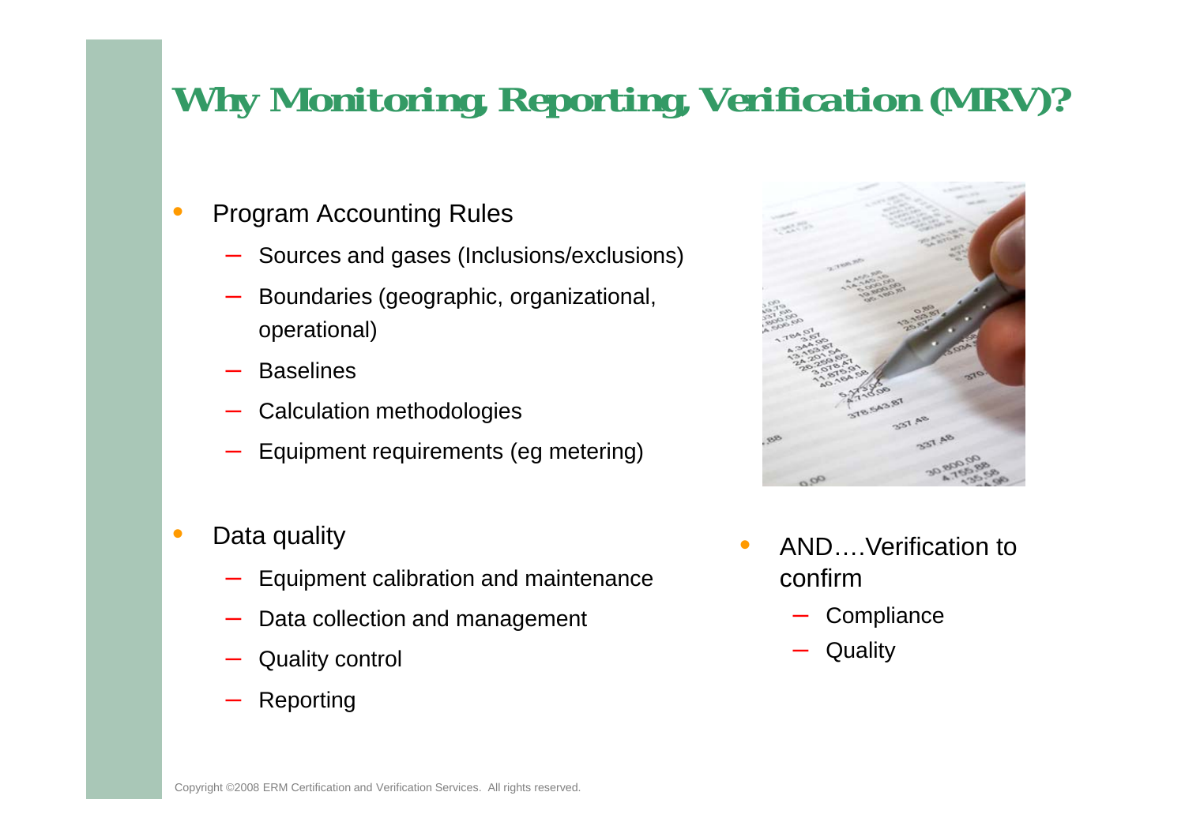# Why Monitoring, Reporting, Verification (MRV)?

- Program Accounting Rules
  - Sources and gases (Inclusions/exclusions)
  - Boundaries (geographic, organizational, operational)
  - Baselines
  - Calculation methodologies
  - Equipment requirements (eg metering)

- Data quality
  - Equipment calibration and maintenance
  - Data collection and management
  - Quality control
  - Reporting

- AND….Verification to confirm
  - Compliance
  - Quality

Copyright ©2008 ERM Certification and Verification Services. All rights reserved.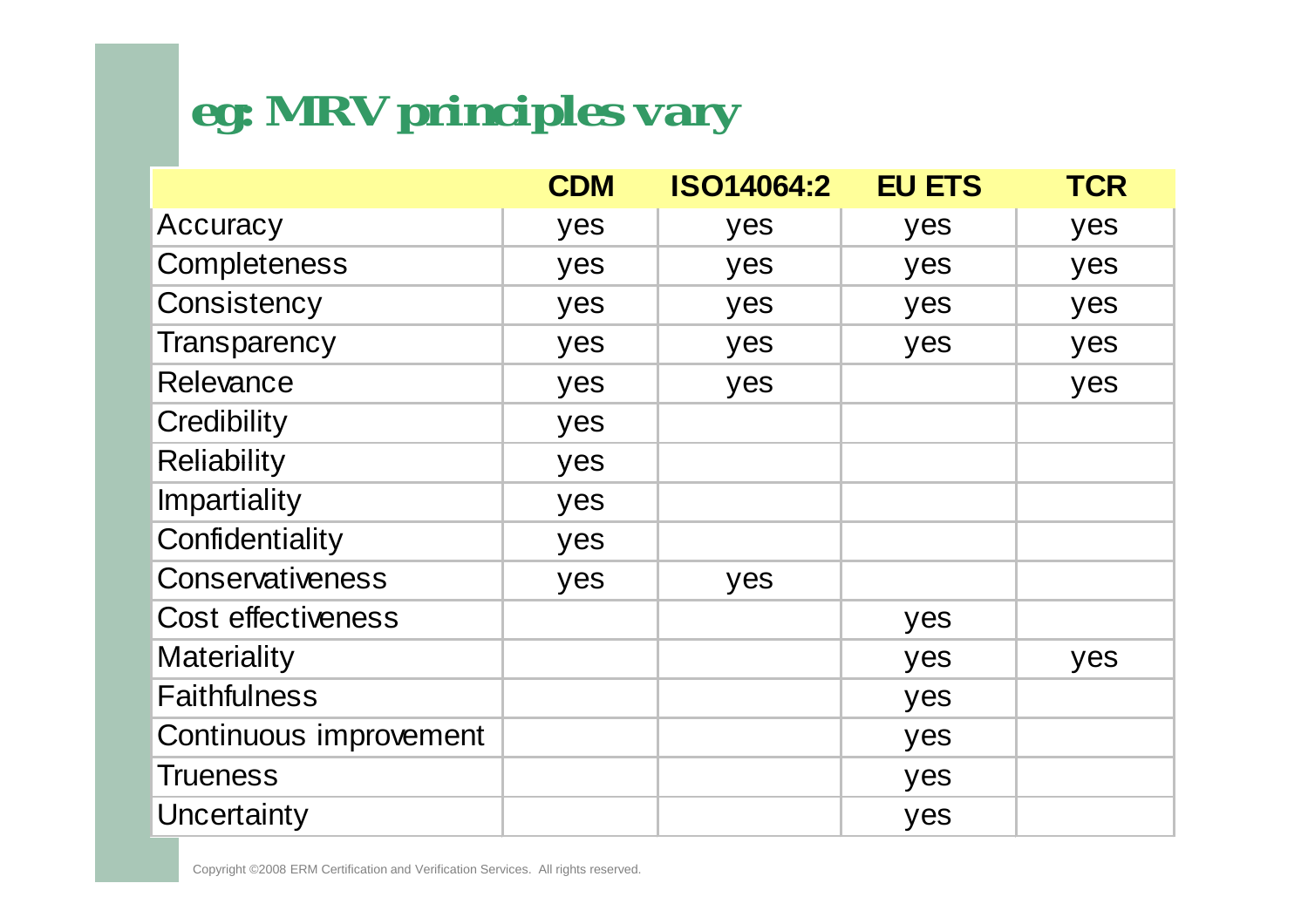# eg: MRV principles vary

| | CDM | ISO14064:2 | EU ETS | TCR |
|---|---|---|---|---|
| Accuracy | yes | yes | yes | yes |
| Completeness | yes | yes | yes | yes |
| Consistency | yes | yes | yes | yes |
| Transparency | yes | yes | yes | yes |
| Relevance | yes | yes | | yes |
| Credibility | yes | | | |
| Reliability | yes | | | |
| Impartiality | yes | | | |
| Confidentiality | yes | | | |
| Conservativeness | yes | yes | | |
| Cost effectiveness | | | yes | |
| Materiality | | | yes | yes |
| Faithfulness | | | yes | |
| Continuous improvement | | | yes | |
| Trueness | | | yes | |
| Uncertainty | | | yes | |

Copyright ©2008 ERM Certification and Verification Services. All rights reserved.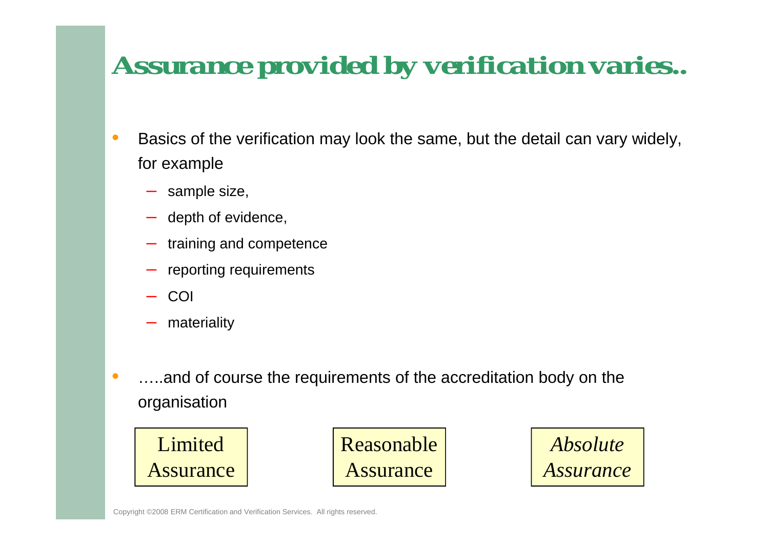# Assurance provided by verification varies..

- Basics of the verification may look the same, but the detail can vary widely, for example
  - sample size,
  - depth of evidence,
  - training and competence
  - reporting requirements
  - COI
  - materiality

- …..and of course the requirements of the accreditation body on the organisation

Limited Assurance

Reasonable Assurance

*Absolute Assurance*

Copyright ©2008 ERM Certification and Verification Services. All rights reserved.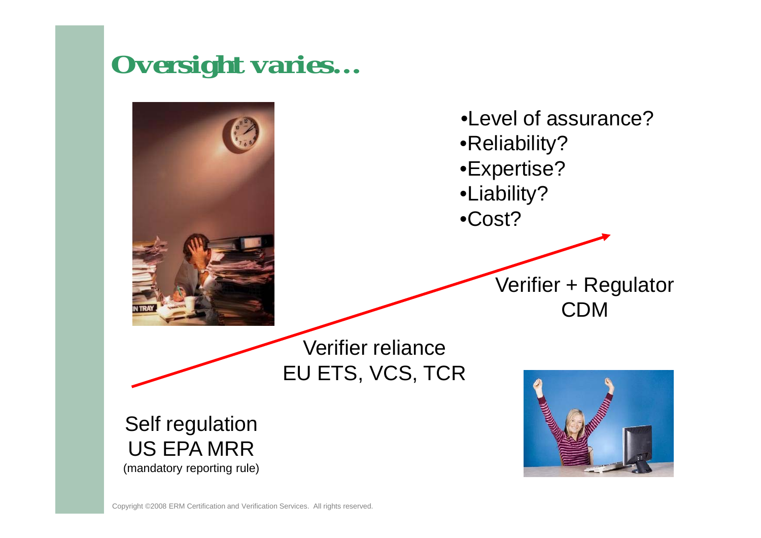# Oversight varies…

- Level of assurance?
- Reliability?
- Expertise?
- Liability?
- Cost?

Verifier + Regulator
CDM

Verifier reliance
EU ETS, VCS, TCR

Self regulation
US EPA MRR
(mandatory reporting rule)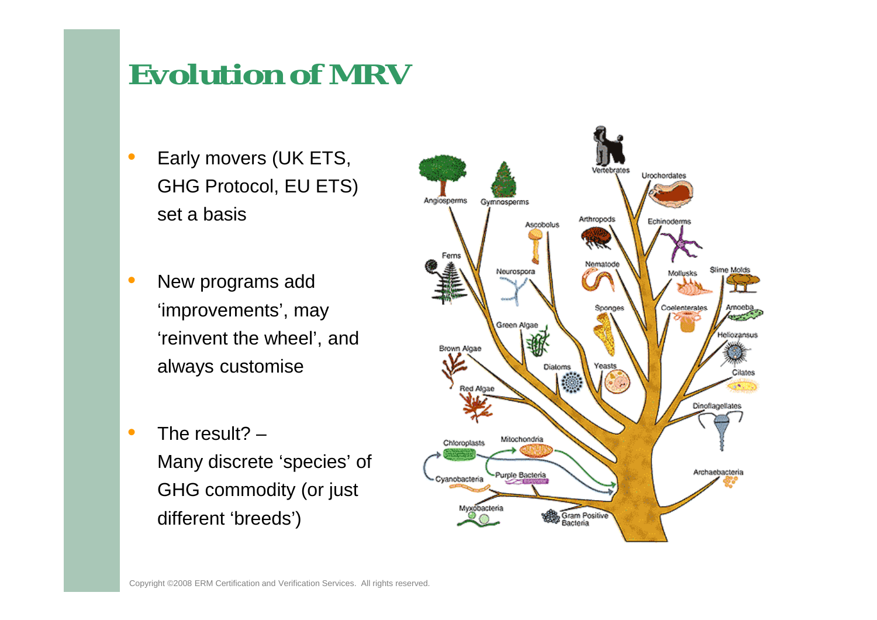# Evolution of MRV

- Early movers (UK ETS, GHG Protocol, EU ETS) set a basis
- New programs add 'improvements', may 'reinvent the wheel', and always customise
- The result? – Many discrete 'species' of GHG commodity (or just different 'breeds')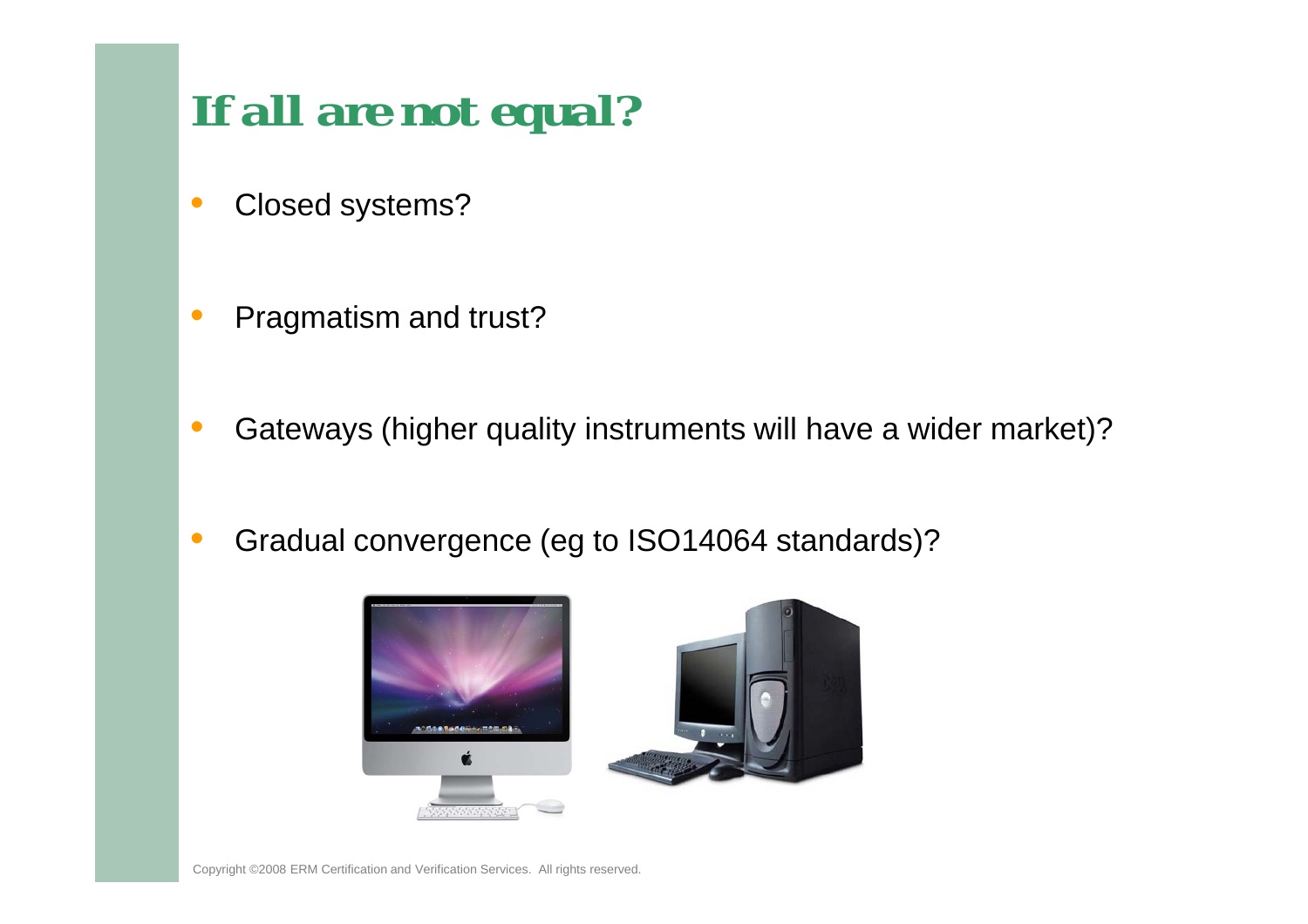# If all are not equal?

- Closed systems?
- Pragmatism and trust?
- Gateways (higher quality instruments will have a wider market)?
- Gradual convergence (eg to ISO14064 standards)?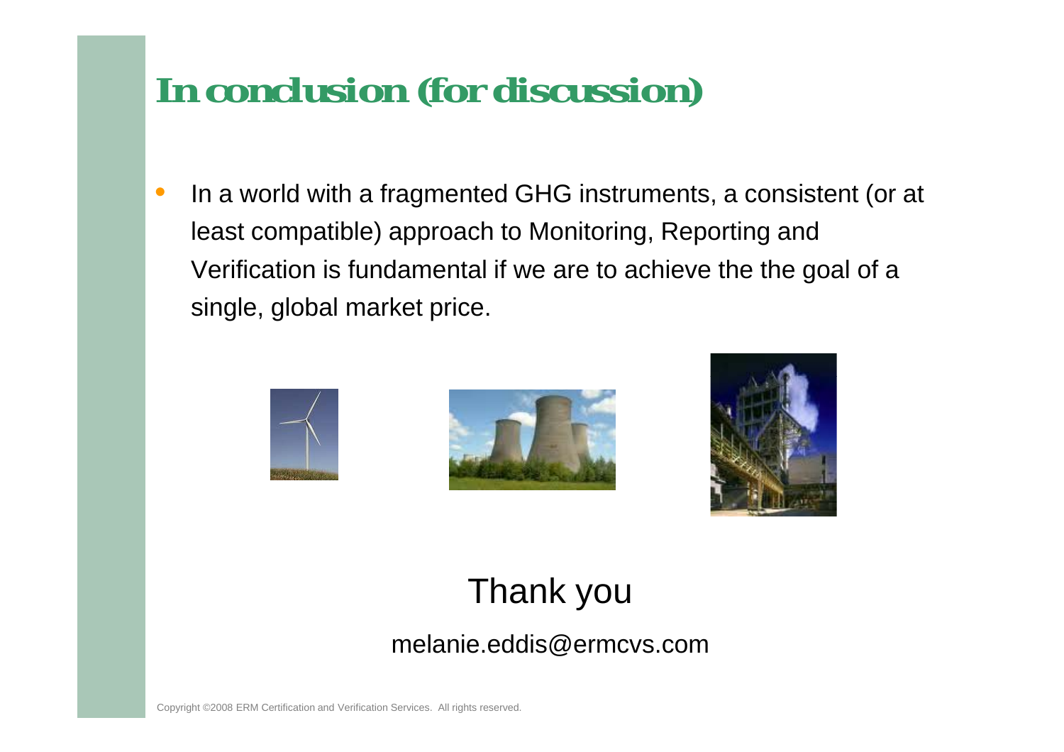# In conclusion (for discussion)

- In a world with a fragmented GHG instruments, a consistent (or at least compatible) approach to Monitoring, Reporting and Verification is fundamental if we are to achieve the the goal of a single, global market price.

Thank you

melanie.eddis@ermcvs.com

Copyright ©2008 ERM Certification and Verification Services. All rights reserved.